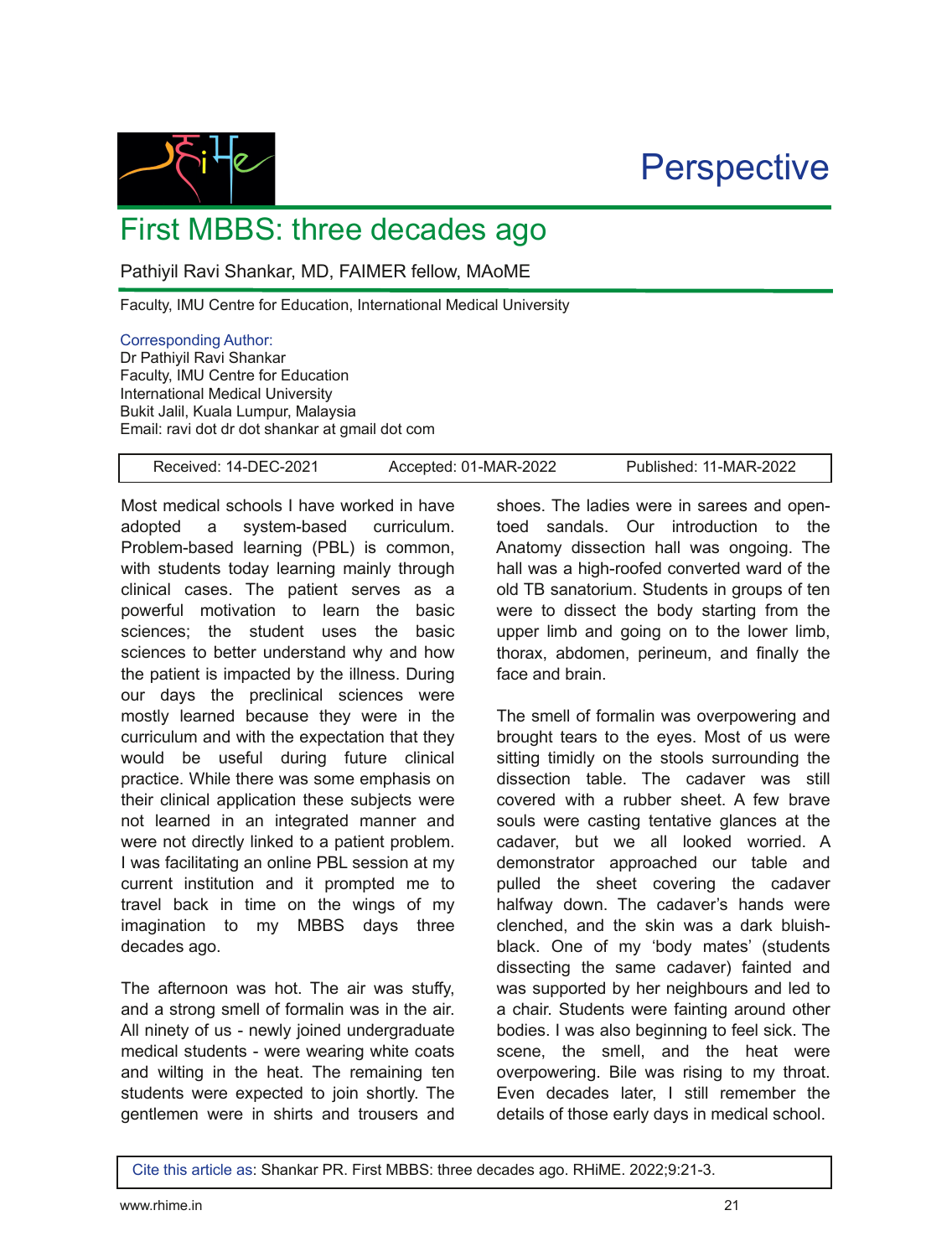Perspective

# First MBBS: three decades ago

Pathiyil Ravi Shankar, MD, FAIMER fellow, MAoME

Faculty, IMU Centre for Education, International Medical University

Corresponding Author:
Dr Pathiyil Ravi Shankar
Faculty, IMU Centre for Education
International Medical University
Bukit Jalil, Kuala Lumpur, Malaysia
Email: ravi dot dr dot shankar at gmail dot com

| Received: 14-DEC-2021 | Accepted: 01-MAR-2022 | Published: 11-MAR-2022 |
|---|---|---|

Most medical schools I have worked in have adopted a system-based curriculum. Problem-based learning (PBL) is common, with students today learning mainly through clinical cases. The patient serves as a powerful motivation to learn the basic sciences; the student uses the basic sciences to better understand why and how the patient is impacted by the illness. During our days the preclinical sciences were mostly learned because they were in the curriculum and with the expectation that they would be useful during future clinical practice. While there was some emphasis on their clinical application these subjects were not learned in an integrated manner and were not directly linked to a patient problem. I was facilitating an online PBL session at my current institution and it prompted me to travel back in time on the wings of my imagination to my MBBS days three decades ago.

The afternoon was hot. The air was stuffy, and a strong smell of formalin was in the air. All ninety of us - newly joined undergraduate medical students - were wearing white coats and wilting in the heat. The remaining ten students were expected to join shortly. The gentlemen were in shirts and trousers and shoes. The ladies were in sarees and open-toed sandals. Our introduction to the Anatomy dissection hall was ongoing. The hall was a high-roofed converted ward of the old TB sanatorium. Students in groups of ten were to dissect the body starting from the upper limb and going on to the lower limb, thorax, abdomen, perineum, and finally the face and brain.

The smell of formalin was overpowering and brought tears to the eyes. Most of us were sitting timidly on the stools surrounding the dissection table. The cadaver was still covered with a rubber sheet. A few brave souls were casting tentative glances at the cadaver, but we all looked worried. A demonstrator approached our table and pulled the sheet covering the cadaver halfway down. The cadaver's hands were clenched, and the skin was a dark bluish-black. One of my 'body mates' (students dissecting the same cadaver) fainted and was supported by her neighbours and led to a chair. Students were fainting around other bodies. I was also beginning to feel sick. The scene, the smell, and the heat were overpowering. Bile was rising to my throat. Even decades later, I still remember the details of those early days in medical school.

Cite this article as: Shankar PR. First MBBS: three decades ago. RHiME. 2022;9:21-3.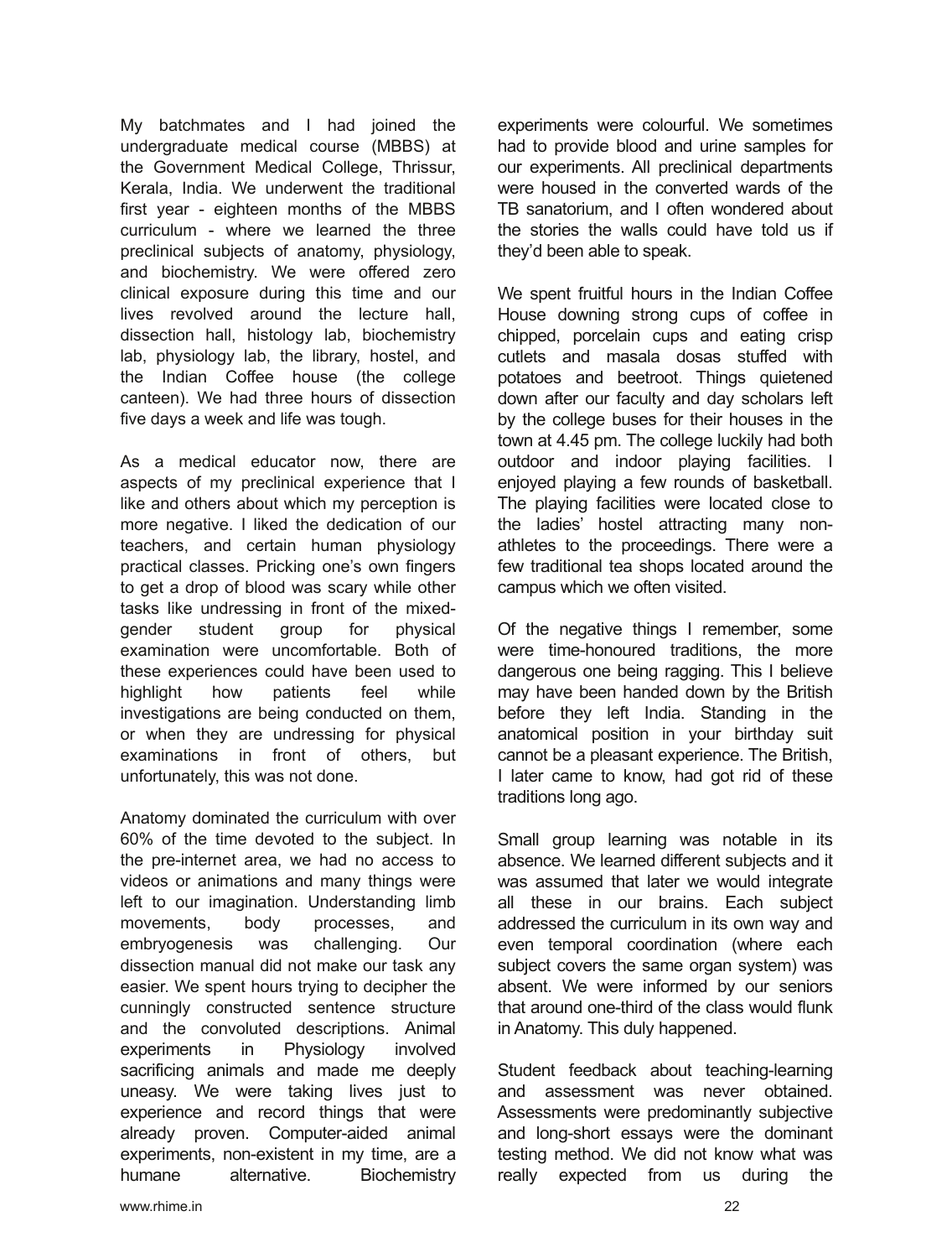My batchmates and I had joined the undergraduate medical course (MBBS) at the Government Medical College, Thrissur, Kerala, India. We underwent the traditional first year - eighteen months of the MBBS curriculum - where we learned the three preclinical subjects of anatomy, physiology, and biochemistry. We were offered zero clinical exposure during this time and our lives revolved around the lecture hall, dissection hall, histology lab, biochemistry lab, physiology lab, the library, hostel, and the Indian Coffee house (the college canteen). We had three hours of dissection five days a week and life was tough.

As a medical educator now, there are aspects of my preclinical experience that I like and others about which my perception is more negative. I liked the dedication of our teachers, and certain human physiology practical classes. Pricking one's own fingers to get a drop of blood was scary while other tasks like undressing in front of the mixed-gender student group for physical examination were uncomfortable. Both of these experiences could have been used to highlight how patients feel while investigations are being conducted on them, or when they are undressing for physical examinations in front of others, but unfortunately, this was not done.

Anatomy dominated the curriculum with over 60% of the time devoted to the subject. In the pre-internet area, we had no access to videos or animations and many things were left to our imagination. Understanding limb movements, body processes, and embryogenesis was challenging. Our dissection manual did not make our task any easier. We spent hours trying to decipher the cunningly constructed sentence structure and the convoluted descriptions. Animal experiments in Physiology involved sacrificing animals and made me deeply uneasy. We were taking lives just to experience and record things that were already proven. Computer-aided animal experiments, non-existent in my time, are a humane alternative. Biochemistry experiments were colourful. We sometimes had to provide blood and urine samples for our experiments. All preclinical departments were housed in the converted wards of the TB sanatorium, and I often wondered about the stories the walls could have told us if they'd been able to speak.

We spent fruitful hours in the Indian Coffee House downing strong cups of coffee in chipped, porcelain cups and eating crisp cutlets and masala dosas stuffed with potatoes and beetroot. Things quietened down after our faculty and day scholars left by the college buses for their houses in the town at 4.45 pm. The college luckily had both outdoor and indoor playing facilities. I enjoyed playing a few rounds of basketball. The playing facilities were located close to the ladies' hostel attracting many non-athletes to the proceedings. There were a few traditional tea shops located around the campus which we often visited.

Of the negative things I remember, some were time-honoured traditions, the more dangerous one being ragging. This I believe may have been handed down by the British before they left India. Standing in the anatomical position in your birthday suit cannot be a pleasant experience. The British, I later came to know, had got rid of these traditions long ago.

Small group learning was notable in its absence. We learned different subjects and it was assumed that later we would integrate all these in our brains. Each subject addressed the curriculum in its own way and even temporal coordination (where each subject covers the same organ system) was absent. We were informed by our seniors that around one-third of the class would flunk in Anatomy. This duly happened.

Student feedback about teaching-learning and assessment was never obtained. Assessments were predominantly subjective and long-short essays were the dominant testing method. We did not know what was really expected from us during the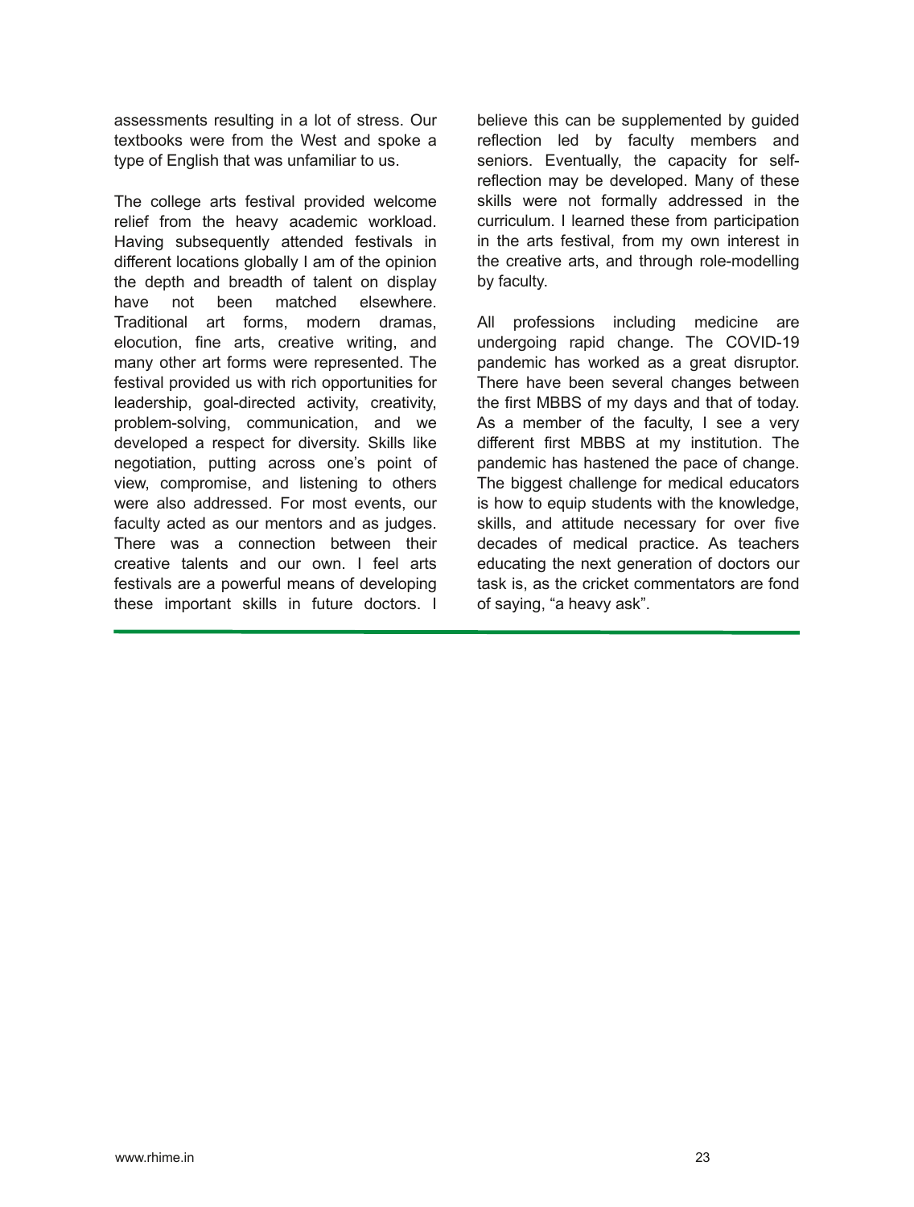assessments resulting in a lot of stress. Our textbooks were from the West and spoke a type of English that was unfamiliar to us.

The college arts festival provided welcome relief from the heavy academic workload. Having subsequently attended festivals in different locations globally I am of the opinion the depth and breadth of talent on display have not been matched elsewhere. Traditional art forms, modern dramas, elocution, fine arts, creative writing, and many other art forms were represented. The festival provided us with rich opportunities for leadership, goal-directed activity, creativity, problem-solving, communication, and we developed a respect for diversity. Skills like negotiation, putting across one's point of view, compromise, and listening to others were also addressed. For most events, our faculty acted as our mentors and as judges. There was a connection between their creative talents and our own. I feel arts festivals are a powerful means of developing these important skills in future doctors. I believe this can be supplemented by guided reflection led by faculty members and seniors. Eventually, the capacity for self-reflection may be developed. Many of these skills were not formally addressed in the curriculum. I learned these from participation in the arts festival, from my own interest in the creative arts, and through role-modelling by faculty.

All professions including medicine are undergoing rapid change. The COVID-19 pandemic has worked as a great disruptor. There have been several changes between the first MBBS of my days and that of today. As a member of the faculty, I see a very different first MBBS at my institution. The pandemic has hastened the pace of change. The biggest challenge for medical educators is how to equip students with the knowledge, skills, and attitude necessary for over five decades of medical practice. As teachers educating the next generation of doctors our task is, as the cricket commentators are fond of saying, "a heavy ask".